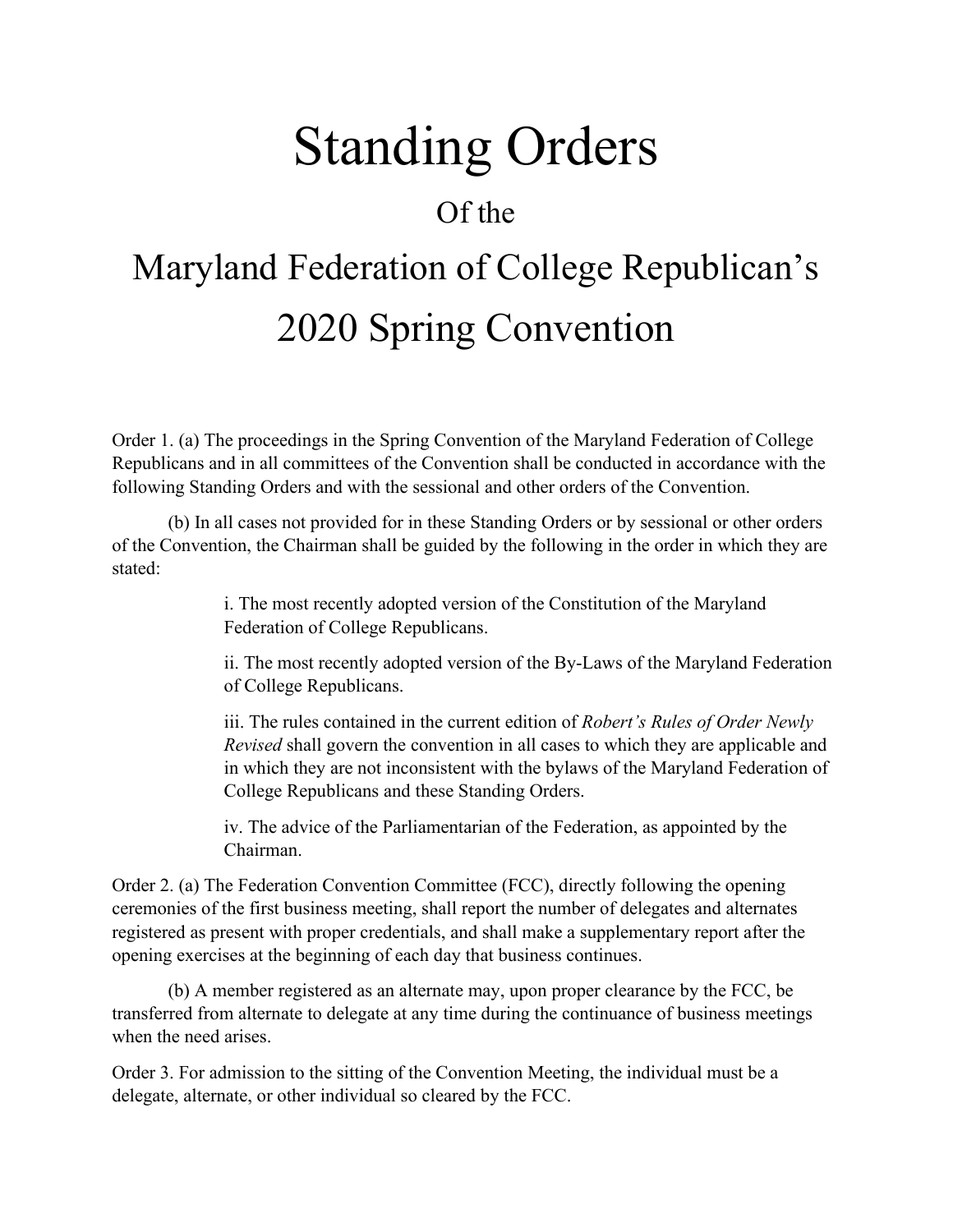# Standing Orders

## Of the

# Maryland Federation of College Republican's 2020 Spring Convention

Order 1. (a) The proceedings in the Spring Convention of the Maryland Federation of College Republicans and in all committees of the Convention shall be conducted in accordance with the following Standing Orders and with the sessional and other orders of the Convention.

(b) In all cases not provided for in these Standing Orders or by sessional or other orders of the Convention, the Chairman shall be guided by the following in the order in which they are stated:

> i. The most recently adopted version of the Constitution of the Maryland Federation of College Republicans.
>
> ii. The most recently adopted version of the By-Laws of the Maryland Federation of College Republicans.
>
> iii. The rules contained in the current edition of *Robert's Rules of Order Newly Revised* shall govern the convention in all cases to which they are applicable and in which they are not inconsistent with the bylaws of the Maryland Federation of College Republicans and these Standing Orders.
>
> iv. The advice of the Parliamentarian of the Federation, as appointed by the Chairman.

Order 2. (a) The Federation Convention Committee (FCC), directly following the opening ceremonies of the first business meeting, shall report the number of delegates and alternates registered as present with proper credentials, and shall make a supplementary report after the opening exercises at the beginning of each day that business continues.

(b) A member registered as an alternate may, upon proper clearance by the FCC, be transferred from alternate to delegate at any time during the continuance of business meetings when the need arises.

Order 3. For admission to the sitting of the Convention Meeting, the individual must be a delegate, alternate, or other individual so cleared by the FCC.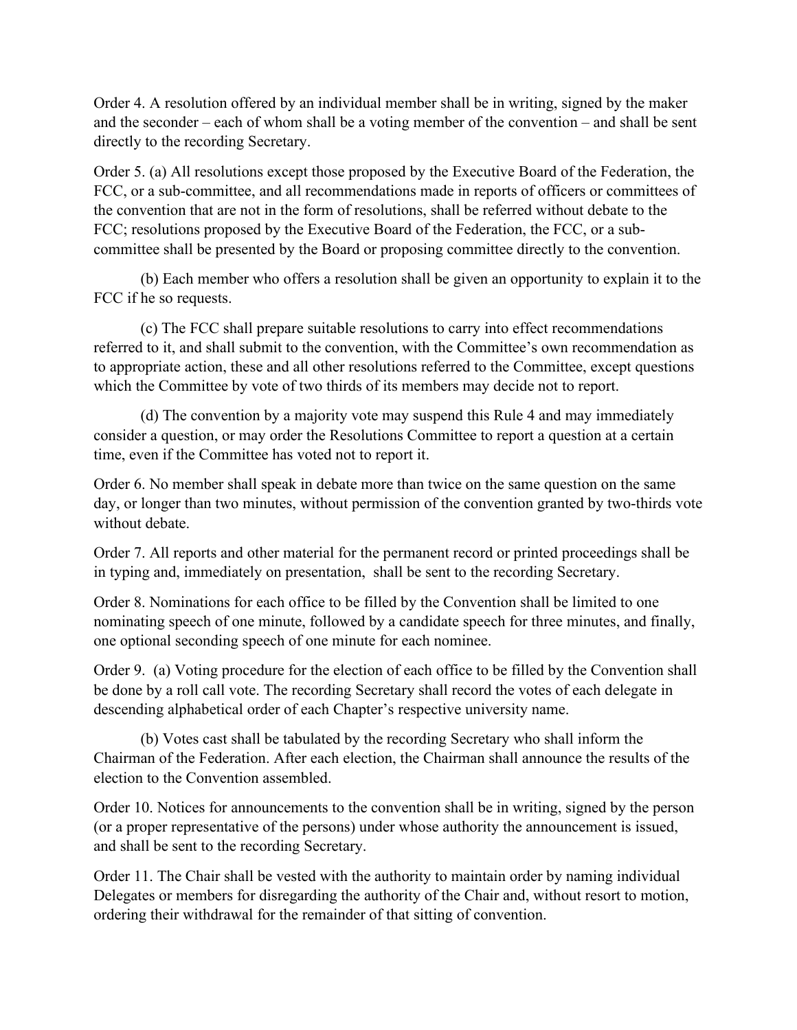Order 4. A resolution offered by an individual member shall be in writing, signed by the maker and the seconder – each of whom shall be a voting member of the convention – and shall be sent directly to the recording Secretary.

Order 5. (a) All resolutions except those proposed by the Executive Board of the Federation, the FCC, or a sub-committee, and all recommendations made in reports of officers or committees of the convention that are not in the form of resolutions, shall be referred without debate to the FCC; resolutions proposed by the Executive Board of the Federation, the FCC, or a sub-committee shall be presented by the Board or proposing committee directly to the convention.

(b) Each member who offers a resolution shall be given an opportunity to explain it to the FCC if he so requests.

(c) The FCC shall prepare suitable resolutions to carry into effect recommendations referred to it, and shall submit to the convention, with the Committee's own recommendation as to appropriate action, these and all other resolutions referred to the Committee, except questions which the Committee by vote of two thirds of its members may decide not to report.

(d) The convention by a majority vote may suspend this Rule 4 and may immediately consider a question, or may order the Resolutions Committee to report a question at a certain time, even if the Committee has voted not to report it.

Order 6. No member shall speak in debate more than twice on the same question on the same day, or longer than two minutes, without permission of the convention granted by two-thirds vote without debate.

Order 7. All reports and other material for the permanent record or printed proceedings shall be in typing and, immediately on presentation, shall be sent to the recording Secretary.

Order 8. Nominations for each office to be filled by the Convention shall be limited to one nominating speech of one minute, followed by a candidate speech for three minutes, and finally, one optional seconding speech of one minute for each nominee.

Order 9. (a) Voting procedure for the election of each office to be filled by the Convention shall be done by a roll call vote. The recording Secretary shall record the votes of each delegate in descending alphabetical order of each Chapter's respective university name.

(b) Votes cast shall be tabulated by the recording Secretary who shall inform the Chairman of the Federation. After each election, the Chairman shall announce the results of the election to the Convention assembled.

Order 10. Notices for announcements to the convention shall be in writing, signed by the person (or a proper representative of the persons) under whose authority the announcement is issued, and shall be sent to the recording Secretary.

Order 11. The Chair shall be vested with the authority to maintain order by naming individual Delegates or members for disregarding the authority of the Chair and, without resort to motion, ordering their withdrawal for the remainder of that sitting of convention.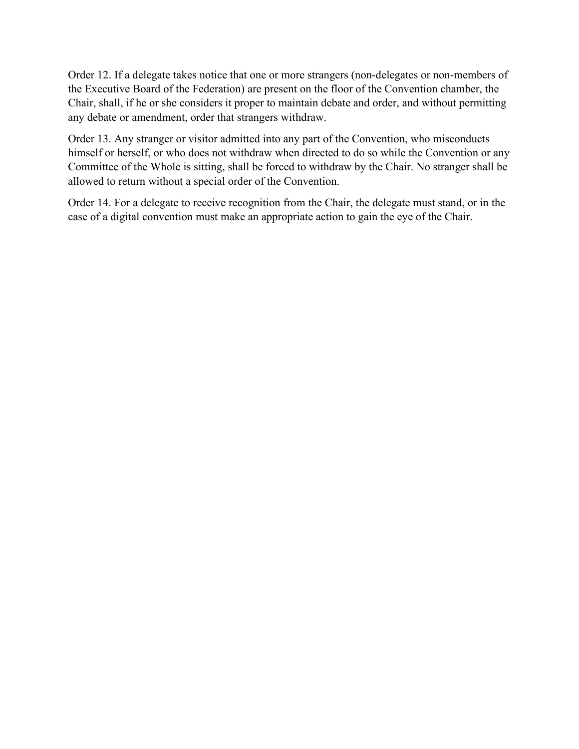Order 12. If a delegate takes notice that one or more strangers (non-delegates or non-members of the Executive Board of the Federation) are present on the floor of the Convention chamber, the Chair, shall, if he or she considers it proper to maintain debate and order, and without permitting any debate or amendment, order that strangers withdraw.

Order 13. Any stranger or visitor admitted into any part of the Convention, who misconducts himself or herself, or who does not withdraw when directed to do so while the Convention or any Committee of the Whole is sitting, shall be forced to withdraw by the Chair. No stranger shall be allowed to return without a special order of the Convention.

Order 14. For a delegate to receive recognition from the Chair, the delegate must stand, or in the case of a digital convention must make an appropriate action to gain the eye of the Chair.